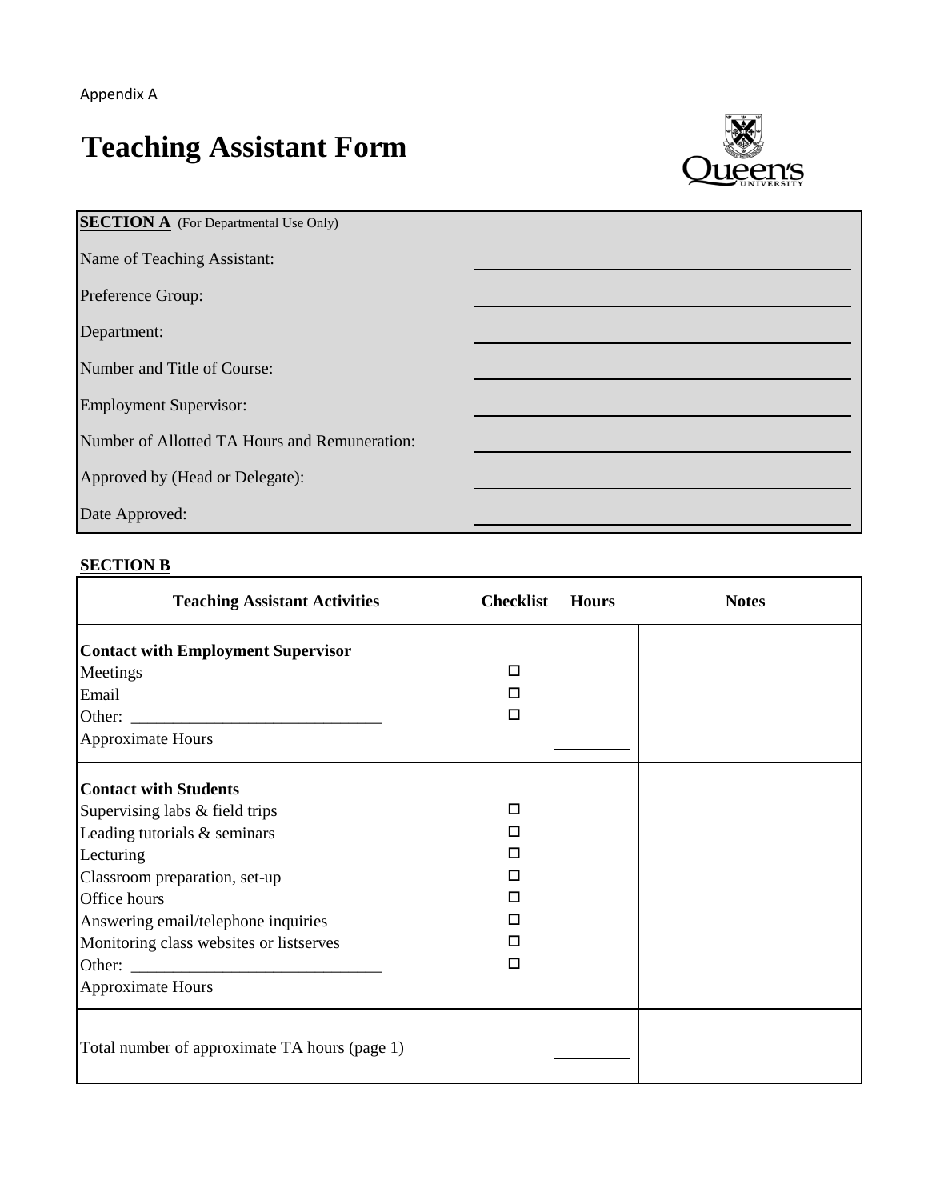Appendix A

# Teaching Assistant Form

**SECTION A** (For Departmental Use Only)

| | |
|---|---|
| Name of Teaching Assistant: | |
| Preference Group: | |
| Department: | |
| Number and Title of Course: | |
| Employment Supervisor: | |
| Number of Allotted TA Hours and Remuneration: | |
| Approved by (Head or Delegate): | |
| Date Approved: | |

**SECTION B**

| Teaching Assistant Activities | Checklist | Hours | Notes |
|---|---|---|---|
| **Contact with Employment Supervisor** | | | |
| Meetings | ☐ | | |
| Email | ☐ | | |
| Other: ______________________________ | ☐ | | |
| Approximate Hours | | ________ | |
| **Contact with Students** | | | |
| Supervising labs & field trips | ☐ | | |
| Leading tutorials & seminars | ☐ | | |
| Lecturing | ☐ | | |
| Classroom preparation, set-up | ☐ | | |
| Office hours | ☐ | | |
| Answering email/telephone inquiries | ☐ | | |
| Monitoring class websites or listserves | ☐ | | |
| Other: ______________________________ | ☐ | | |
| Approximate Hours | | ________ | |
| Total number of approximate TA hours (page 1) | | ________ | |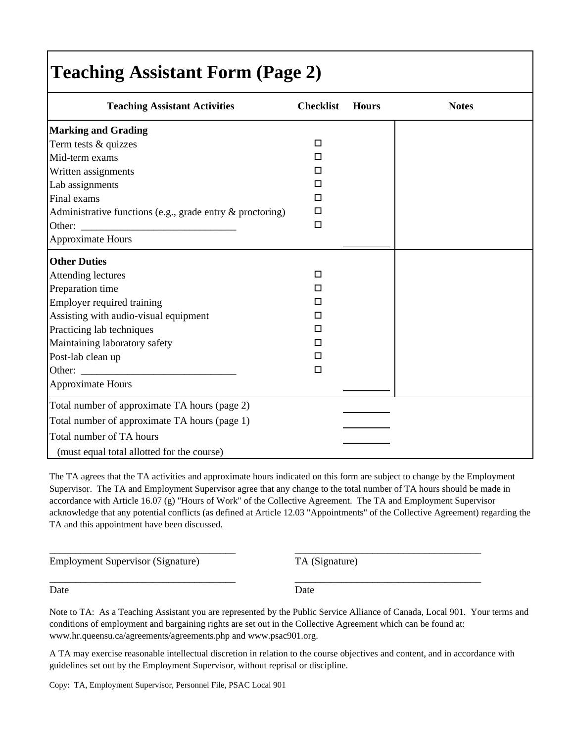# Teaching Assistant Form (Page 2)

| Teaching Assistant Activities | Checklist | Hours | Notes |
|---|---|---|---|
| **Marking and Grading** | | | |
| Term tests & quizzes | ☐ | | |
| Mid-term exams | ☐ | | |
| Written assignments | ☐ | | |
| Lab assignments | ☐ | | |
| Final exams | ☐ | | |
| Administrative functions (e.g., grade entry & proctoring) | ☐ | | |
| Other: ______________________________ | ☐ | | |
| Approximate Hours | | ________ | |
| **Other Duties** | | | |
| Attending lectures | ☐ | | |
| Preparation time | ☐ | | |
| Employer required training | ☐ | | |
| Assisting with audio-visual equipment | ☐ | | |
| Practicing lab techniques | ☐ | | |
| Maintaining laboratory safety | ☐ | | |
| Post-lab clean up | ☐ | | |
| Other: ______________________________ | ☐ | | |
| Approximate Hours | | ________ | |
| Total number of approximate TA hours (page 2) | | ________ | |
| Total number of approximate TA hours (page 1) | | ________ | |
| Total number of TA hours (must equal total allotted for the course) | | ________ | |

The TA agrees that the TA activities and approximate hours indicated on this form are subject to change by the Employment Supervisor. The TA and Employment Supervisor agree that any change to the total number of TA hours should be made in accordance with Article 16.07 (g) "Hours of Work" of the Collective Agreement. The TA and Employment Supervisor acknowledge that any potential conflicts (as defined at Article 12.03 "Appointments" of the Collective Agreement) regarding the TA and this appointment have been discussed.

_____________________________________
Employment Supervisor (Signature)

_____________________________________
TA (Signature)

_____________________________________
Date

_____________________________________
Date

Note to TA: As a Teaching Assistant you are represented by the Public Service Alliance of Canada, Local 901. Your terms and conditions of employment and bargaining rights are set out in the Collective Agreement which can be found at: www.hr.queensu.ca/agreements/agreements.php and www.psac901.org.

A TA may exercise reasonable intellectual discretion in relation to the course objectives and content, and in accordance with guidelines set out by the Employment Supervisor, without reprisal or discipline.

Copy: TA, Employment Supervisor, Personnel File, PSAC Local 901